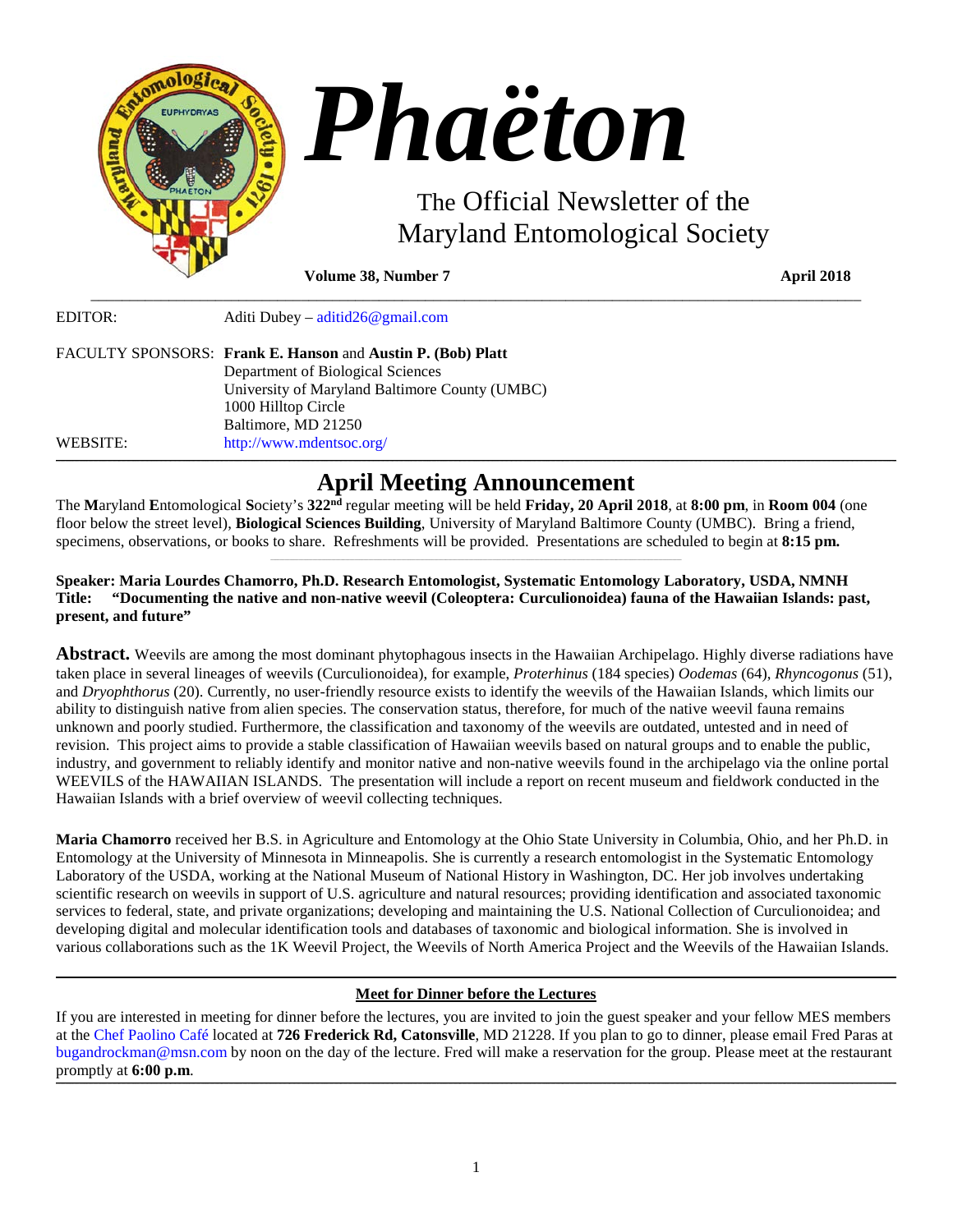# Phaëton

The Official Newsletter of the Maryland Entomological Society

**Volume 38, Number 7** **April 2018**

EDITOR: Aditi Dubey – aditid26@gmail.com

FACULTY SPONSORS: **Frank E. Hanson** and **Austin P. (Bob) Platt**
Department of Biological Sciences
University of Maryland Baltimore County (UMBC)
1000 Hilltop Circle
Baltimore, MD 21250

WEBSITE: http://www.mdentsoc.org/

---

## April Meeting Announcement

The **M**aryland **E**ntomological **S**ociety's **322nd** regular meeting will be held **Friday, 20 April 2018**, at **8:00 pm**, in **Room 004** (one floor below the street level), **Biological Sciences Building**, University of Maryland Baltimore County (UMBC). Bring a friend, specimens, observations, or books to share. Refreshments will be provided. Presentations are scheduled to begin at **8:15 pm.**

**Speaker: Maria Lourdes Chamorro, Ph.D. Research Entomologist, Systematic Entomology Laboratory, USDA, NMNH**
**Title: "Documenting the native and non-native weevil (Coleoptera: Curculionoidea) fauna of the Hawaiian Islands: past, present, and future"**

**Abstract.** Weevils are among the most dominant phytophagous insects in the Hawaiian Archipelago. Highly diverse radiations have taken place in several lineages of weevils (Curculionoidea), for example, *Proterhinus* (184 species) *Oodemas* (64), *Rhyncogonus* (51), and *Dryophthorus* (20). Currently, no user-friendly resource exists to identify the weevils of the Hawaiian Islands, which limits our ability to distinguish native from alien species. The conservation status, therefore, for much of the native weevil fauna remains unknown and poorly studied. Furthermore, the classification and taxonomy of the weevils are outdated, untested and in need of revision. This project aims to provide a stable classification of Hawaiian weevils based on natural groups and to enable the public, industry, and government to reliably identify and monitor native and non-native weevils found in the archipelago via the online portal WEEVILS of the HAWAIIAN ISLANDS. The presentation will include a report on recent museum and fieldwork conducted in the Hawaiian Islands with a brief overview of weevil collecting techniques.

**Maria Chamorro** received her B.S. in Agriculture and Entomology at the Ohio State University in Columbia, Ohio, and her Ph.D. in Entomology at the University of Minnesota in Minneapolis. She is currently a research entomologist in the Systematic Entomology Laboratory of the USDA, working at the National Museum of National History in Washington, DC. Her job involves undertaking scientific research on weevils in support of U.S. agriculture and natural resources; providing identification and associated taxonomic services to federal, state, and private organizations; developing and maintaining the U.S. National Collection of Curculionoidea; and developing digital and molecular identification tools and databases of taxonomic and biological information. She is involved in various collaborations such as the 1K Weevil Project, the Weevils of North America Project and the Weevils of the Hawaiian Islands.

---

**Meet for Dinner before the Lectures**

If you are interested in meeting for dinner before the lectures, you are invited to join the guest speaker and your fellow MES members at the Chef Paolino Café located at **726 Frederick Rd, Catonsville**, MD 21228. If you plan to go to dinner, please email Fred Paras at bugandrockman@msn.com by noon on the day of the lecture. Fred will make a reservation for the group. Please meet at the restaurant promptly at **6:00 p.m**.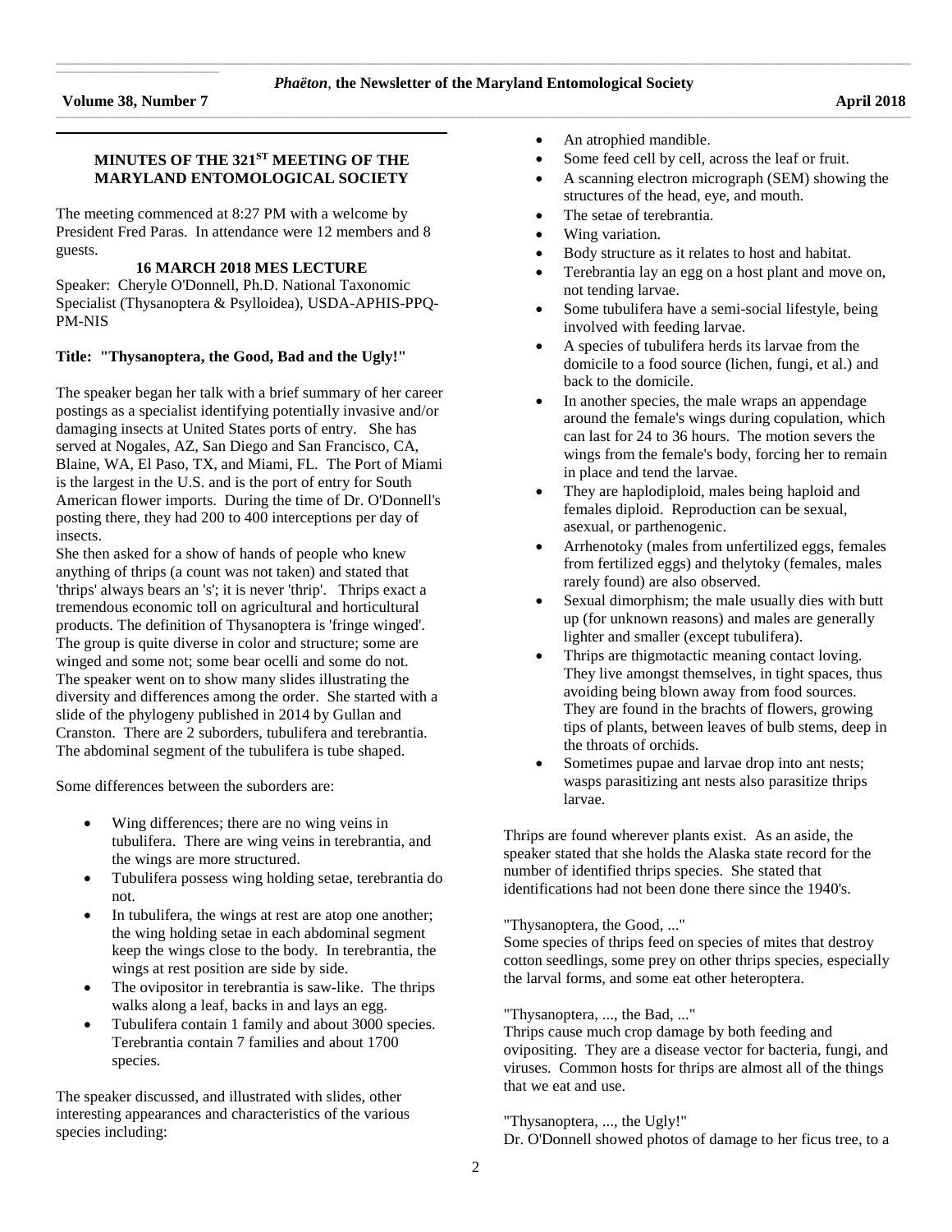## MINUTES OF THE 321ST MEETING OF THE MARYLAND ENTOMOLOGICAL SOCIETY

The meeting commenced at 8:27 PM with a welcome by President Fred Paras. In attendance were 12 members and 8 guests.

### 16 MARCH 2018 MES LECTURE

Speaker: Cheryle O'Donnell, Ph.D. National Taxonomic Specialist (Thysanoptera & Psylloidea), USDA-APHIS-PPQ-PM-NIS

**Title: "Thysanoptera, the Good, Bad and the Ugly!"**

The speaker began her talk with a brief summary of her career postings as a specialist identifying potentially invasive and/or damaging insects at United States ports of entry. She has served at Nogales, AZ, San Diego and San Francisco, CA, Blaine, WA, El Paso, TX, and Miami, FL. The Port of Miami is the largest in the U.S. and is the port of entry for South American flower imports. During the time of Dr. O'Donnell's posting there, they had 200 to 400 interceptions per day of insects.

She then asked for a show of hands of people who knew anything of thrips (a count was not taken) and stated that 'thrips' always bears an 's'; it is never 'thrip'. Thrips exact a tremendous economic toll on agricultural and horticultural products. The definition of Thysanoptera is 'fringe winged'. The group is quite diverse in color and structure; some are winged and some not; some bear ocelli and some do not. The speaker went on to show many slides illustrating the diversity and differences among the order. She started with a slide of the phylogeny published in 2014 by Gullan and Cranston. There are 2 suborders, tubulifera and terebrantia. The abdominal segment of the tubulifera is tube shaped.

Some differences between the suborders are:

- Wing differences; there are no wing veins in tubulifera. There are wing veins in terebrantia, and the wings are more structured.
- Tubulifera possess wing holding setae, terebrantia do not.
- In tubulifera, the wings at rest are atop one another; the wing holding setae in each abdominal segment keep the wings close to the body. In terebrantia, the wings at rest position are side by side.
- The ovipositor in terebrantia is saw-like. The thrips walks along a leaf, backs in and lays an egg.
- Tubulifera contain 1 family and about 3000 species. Terebrantia contain 7 families and about 1700 species.

The speaker discussed, and illustrated with slides, other interesting appearances and characteristics of the various species including:

- An atrophied mandible.
- Some feed cell by cell, across the leaf or fruit.
- A scanning electron micrograph (SEM) showing the structures of the head, eye, and mouth.
- The setae of terebrantia.
- Wing variation.
- Body structure as it relates to host and habitat.
- Terebrantia lay an egg on a host plant and move on, not tending larvae.
- Some tubulifera have a semi-social lifestyle, being involved with feeding larvae.
- A species of tubulifera herds its larvae from the domicile to a food source (lichen, fungi, et al.) and back to the domicile.
- In another species, the male wraps an appendage around the female's wings during copulation, which can last for 24 to 36 hours. The motion severs the wings from the female's body, forcing her to remain in place and tend the larvae.
- They are haplodiploid, males being haploid and females diploid. Reproduction can be sexual, asexual, or parthenogenic.
- Arrhenotoky (males from unfertilized eggs, females from fertilized eggs) and thelytoky (females, males rarely found) are also observed.
- Sexual dimorphism; the male usually dies with butt up (for unknown reasons) and males are generally lighter and smaller (except tubulifera).
- Thrips are thigmotactic meaning contact loving. They live amongst themselves, in tight spaces, thus avoiding being blown away from food sources. They are found in the brachts of flowers, growing tips of plants, between leaves of bulb stems, deep in the throats of orchids.
- Sometimes pupae and larvae drop into ant nests; wasps parasitizing ant nests also parasitize thrips larvae.

Thrips are found wherever plants exist. As an aside, the speaker stated that she holds the Alaska state record for the number of identified thrips species. She stated that identifications had not been done there since the 1940's.

"Thysanoptera, the Good, ..."
Some species of thrips feed on species of mites that destroy cotton seedlings, some prey on other thrips species, especially the larval forms, and some eat other heteroptera.

"Thysanoptera, ..., the Bad, ..."
Thrips cause much crop damage by both feeding and ovipositing. They are a disease vector for bacteria, fungi, and viruses. Common hosts for thrips are almost all of the things that we eat and use.

"Thysanoptera, ..., the Ugly!"
Dr. O'Donnell showed photos of damage to her ficus tree, to a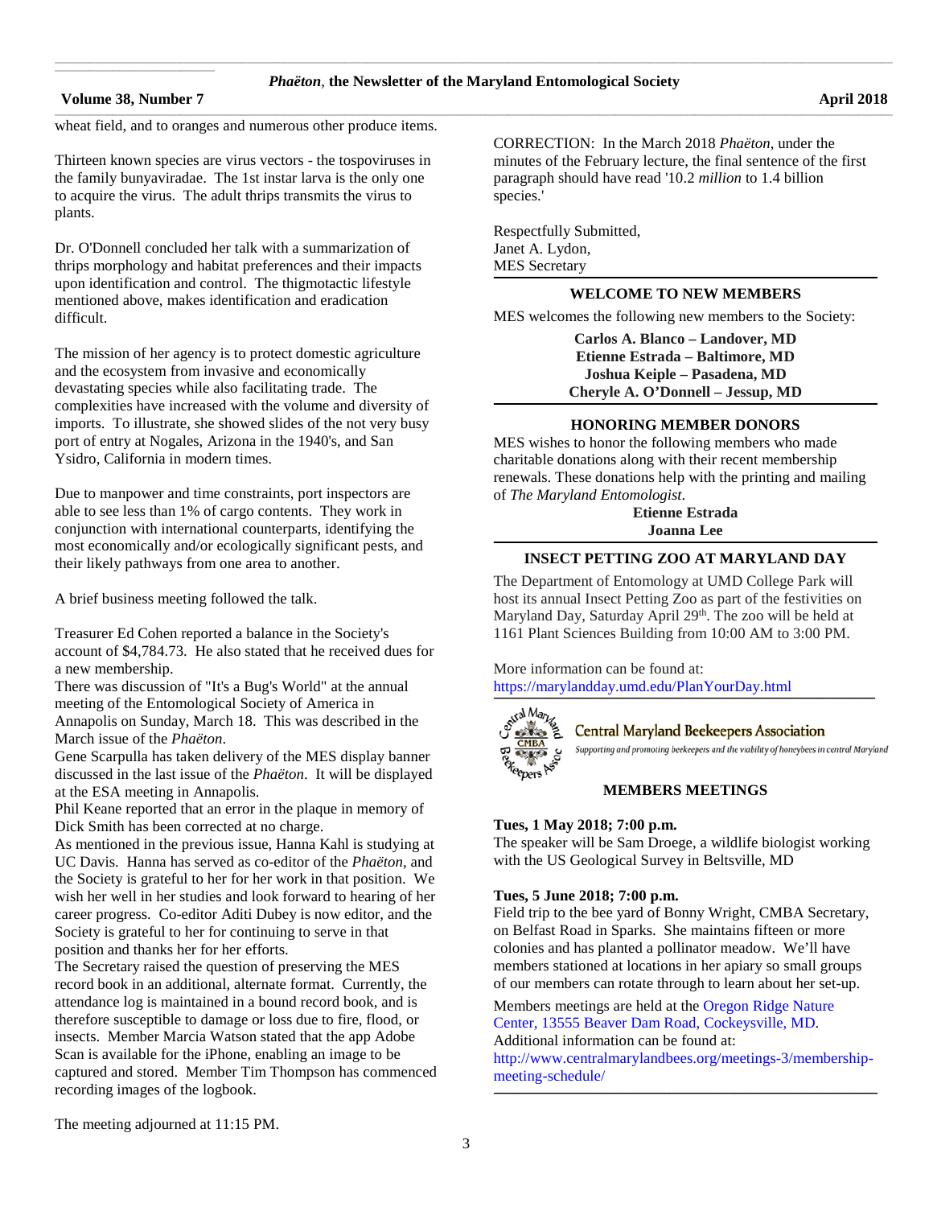wheat field, and to oranges and numerous other produce items.

Thirteen known species are virus vectors - the tospoviruses in the family bunyaviradae. The 1st instar larva is the only one to acquire the virus. The adult thrips transmits the virus to plants.

Dr. O'Donnell concluded her talk with a summarization of thrips morphology and habitat preferences and their impacts upon identification and control. The thigmotactic lifestyle mentioned above, makes identification and eradication difficult.

The mission of her agency is to protect domestic agriculture and the ecosystem from invasive and economically devastating species while also facilitating trade. The complexities have increased with the volume and diversity of imports. To illustrate, she showed slides of the not very busy port of entry at Nogales, Arizona in the 1940's, and San Ysidro, California in modern times.

Due to manpower and time constraints, port inspectors are able to see less than 1% of cargo contents. They work in conjunction with international counterparts, identifying the most economically and/or ecologically significant pests, and their likely pathways from one area to another.

A brief business meeting followed the talk.

Treasurer Ed Cohen reported a balance in the Society's account of $4,784.73. He also stated that he received dues for a new membership.

There was discussion of "It's a Bug's World" at the annual meeting of the Entomological Society of America in Annapolis on Sunday, March 18. This was described in the March issue of the *Phaëton*.

Gene Scarpulla has taken delivery of the MES display banner discussed in the last issue of the *Phaëton*. It will be displayed at the ESA meeting in Annapolis.

Phil Keane reported that an error in the plaque in memory of Dick Smith has been corrected at no charge.

As mentioned in the previous issue, Hanna Kahl is studying at UC Davis. Hanna has served as co-editor of the *Phaëton*, and the Society is grateful to her for her work in that position. We wish her well in her studies and look forward to hearing of her career progress. Co-editor Aditi Dubey is now editor, and the Society is grateful to her for continuing to serve in that position and thanks her for her efforts.

The Secretary raised the question of preserving the MES record book in an additional, alternate format. Currently, the attendance log is maintained in a bound record book, and is therefore susceptible to damage or loss due to fire, flood, or insects. Member Marcia Watson stated that the app Adobe Scan is available for the iPhone, enabling an image to be captured and stored. Member Tim Thompson has commenced recording images of the logbook.

The meeting adjourned at 11:15 PM.

CORRECTION: In the March 2018 *Phaëton*, under the minutes of the February lecture, the final sentence of the first paragraph should have read '10.2 *million* to 1.4 billion species.'

Respectfully Submitted,
Janet A. Lydon,
MES Secretary

## WELCOME TO NEW MEMBERS

MES welcomes the following new members to the Society:

**Carlos A. Blanco – Landover, MD**
**Etienne Estrada – Baltimore, MD**
**Joshua Keiple – Pasadena, MD**
**Cheryle A. O'Donnell – Jessup, MD**

## HONORING MEMBER DONORS

MES wishes to honor the following members who made charitable donations along with their recent membership renewals. These donations help with the printing and mailing of *The Maryland Entomologist*.

**Etienne Estrada**
**Joanna Lee**

## INSECT PETTING ZOO AT MARYLAND DAY

The Department of Entomology at UMD College Park will host its annual Insect Petting Zoo as part of the festivities on Maryland Day, Saturday April 29th. The zoo will be held at 1161 Plant Sciences Building from 10:00 AM to 3:00 PM.

More information can be found at:
https://marylandday.umd.edu/PlanYourDay.html

Central Maryland Beekeepers Association
*Supporting and promoting beekeepers and the viability of honeybees in central Maryland*

## MEMBERS MEETINGS

**Tues, 1 May 2018; 7:00 p.m.**
The speaker will be Sam Droege, a wildlife biologist working with the US Geological Survey in Beltsville, MD

**Tues, 5 June 2018; 7:00 p.m.**
Field trip to the bee yard of Bonny Wright, CMBA Secretary, on Belfast Road in Sparks. She maintains fifteen or more colonies and has planted a pollinator meadow. We'll have members stationed at locations in her apiary so small groups of our members can rotate through to learn about her set-up.

Members meetings are held at the Oregon Ridge Nature Center, 13555 Beaver Dam Road, Cockeysville, MD.
Additional information can be found at:
http://www.centralmarylandbees.org/meetings-3/membership-meeting-schedule/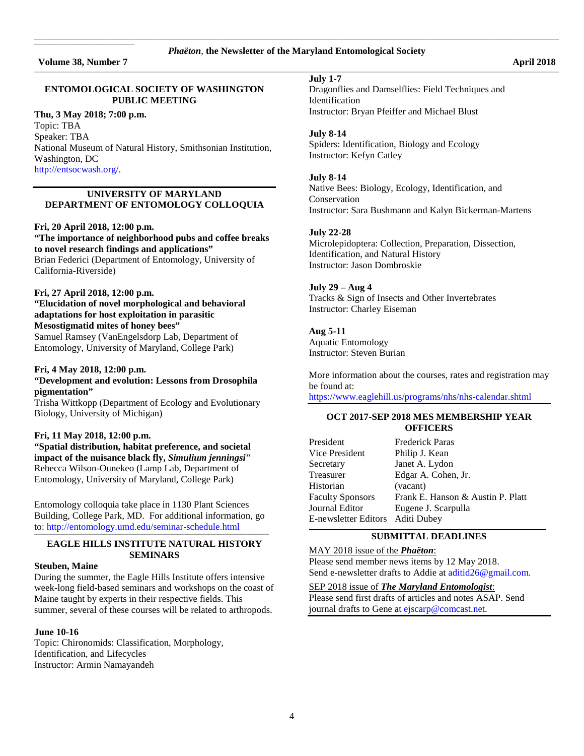## ENTOMOLOGICAL SOCIETY OF WASHINGTON PUBLIC MEETING

**Thu, 3 May 2018; 7:00 p.m.**
Topic: TBA
Speaker: TBA
National Museum of Natural History, Smithsonian Institution, Washington, DC
http://entsocwash.org/.

## UNIVERSITY OF MARYLAND DEPARTMENT OF ENTOMOLOGY COLLOQUIA

**Fri, 20 April 2018, 12:00 p.m.**
**"The importance of neighborhood pubs and coffee breaks to novel research findings and applications"**
Brian Federici (Department of Entomology, University of California-Riverside)

**Fri, 27 April 2018, 12:00 p.m.**
**"Elucidation of novel morphological and behavioral adaptations for host exploitation in parasitic Mesostigmatid mites of honey bees"**
Samuel Ramsey (VanEngelsdorp Lab, Department of Entomology, University of Maryland, College Park)

**Fri, 4 May 2018, 12:00 p.m.**
**"Development and evolution: Lessons from Drosophila pigmentation"**
Trisha Wittkopp (Department of Ecology and Evolutionary Biology, University of Michigan)

**Fri, 11 May 2018, 12:00 p.m.**
**"Spatial distribution, habitat preference, and societal impact of the nuisance black fly, *Simulium jenningsi*"**
Rebecca Wilson-Ounekeo (Lamp Lab, Department of Entomology, University of Maryland, College Park)

Entomology colloquia take place in 1130 Plant Sciences Building, College Park, MD. For additional information, go to: http://entomology.umd.edu/seminar-schedule.html

## EAGLE HILLS INSTITUTE NATURAL HISTORY SEMINARS

**Steuben, Maine**
During the summer, the Eagle Hills Institute offers intensive week-long field-based seminars and workshops on the coast of Maine taught by experts in their respective fields. This summer, several of these courses will be related to arthropods.

**June 10-16**
Topic: Chironomids: Classification, Morphology, Identification, and Lifecycles
Instructor: Armin Namayandeh

**July 1-7**
Dragonflies and Damselflies: Field Techniques and Identification
Instructor: Bryan Pfeiffer and Michael Blust

**July 8-14**
Spiders: Identification, Biology and Ecology
Instructor: Kefyn Catley

**July 8-14**
Native Bees: Biology, Ecology, Identification, and Conservation
Instructor: Sara Bushmann and Kalyn Bickerman-Martens

**July 22-28**
Microlepidoptera: Collection, Preparation, Dissection, Identification, and Natural History
Instructor: Jason Dombroskie

**July 29 – Aug 4**
Tracks & Sign of Insects and Other Invertebrates
Instructor: Charley Eiseman

**Aug 5-11**
Aquatic Entomology
Instructor: Steven Burian

More information about the courses, rates and registration may be found at:
https://www.eaglehill.us/programs/nhs/nhs-calendar.shtml

## OCT 2017-SEP 2018 MES MEMBERSHIP YEAR OFFICERS

| | |
|---|---|
| President | Frederick Paras |
| Vice President | Philip J. Kean |
| Secretary | Janet A. Lydon |
| Treasurer | Edgar A. Cohen, Jr. |
| Historian | (vacant) |
| Faculty Sponsors | Frank E. Hanson & Austin P. Platt |
| Journal Editor | Eugene J. Scarpulla |
| E-newsletter Editors | Aditi Dubey |

## SUBMITTAL DEADLINES

MAY 2018 issue of the ***Phaëton***:
Please send member news items by 12 May 2018.
Send e-newsletter drafts to Addie at aditid26@gmail.com.

SEP 2018 issue of ***The Maryland Entomologist***:
Please send first drafts of articles and notes ASAP. Send journal drafts to Gene at ejscarp@comcast.net.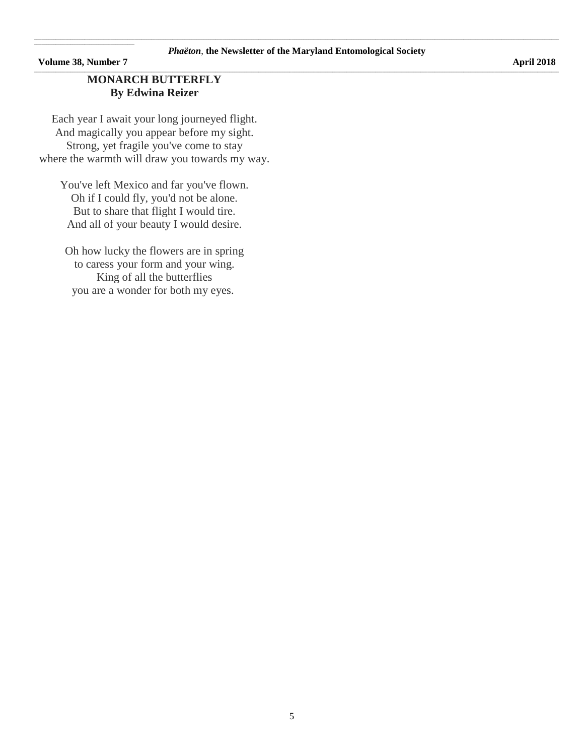## MONARCH BUTTERFLY

**By Edwina Reizer**

Each year I await your long journeyed flight.
And magically you appear before my sight.
Strong, yet fragile you've come to stay
where the warmth will draw you towards my way.

You've left Mexico and far you've flown.
Oh if I could fly, you'd not be alone.
But to share that flight I would tire.
And all of your beauty I would desire.

Oh how lucky the flowers are in spring
to caress your form and your wing.
King of all the butterflies
you are a wonder for both my eyes.